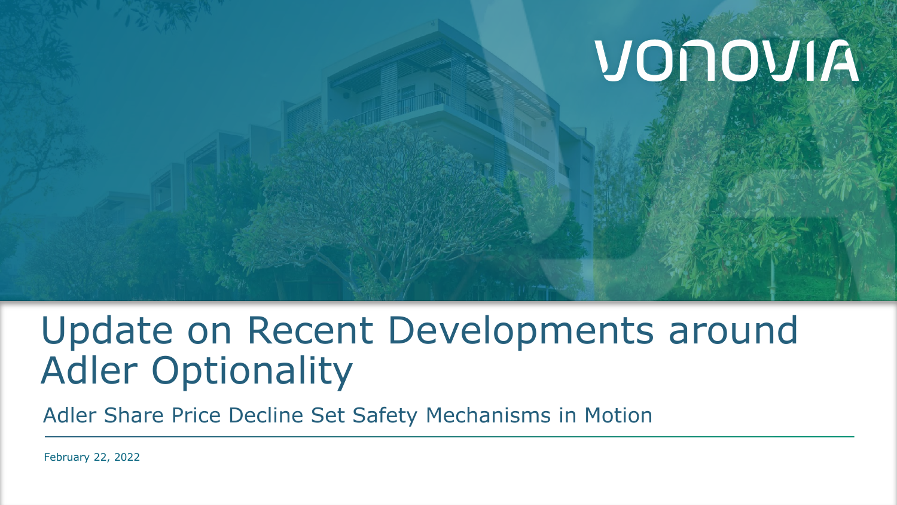VONOVIA

# Update on Recent Developments around Adler Optionality

## Adler Share Price Decline Set Safety Mechanisms in Motion

February 22, 2022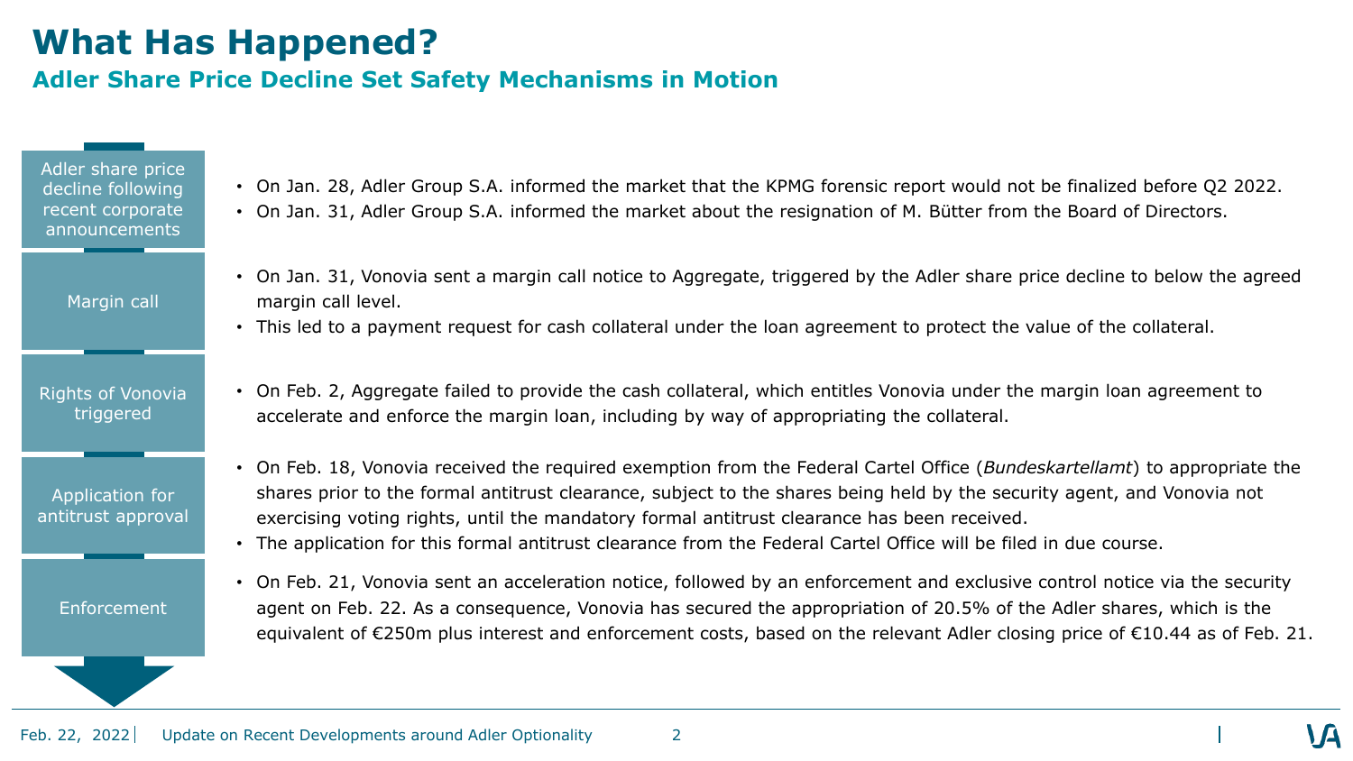# What Has Happened?

## Adler Share Price Decline Set Safety Mechanisms in Motion

**Adler share price decline following recent corporate announcements**

- On Jan. 28, Adler Group S.A. informed the market that the KPMG forensic report would not be finalized before Q2 2022.
- On Jan. 31, Adler Group S.A. informed the market about the resignation of M. Bütter from the Board of Directors.

**Margin call**

- On Jan. 31, Vonovia sent a margin call notice to Aggregate, triggered by the Adler share price decline to below the agreed margin call level.
- This led to a payment request for cash collateral under the loan agreement to protect the value of the collateral.

**Rights of Vonovia triggered**

- On Feb. 2, Aggregate failed to provide the cash collateral, which entitles Vonovia under the margin loan agreement to accelerate and enforce the margin loan, including by way of appropriating the collateral.

**Application for antitrust approval**

- On Feb. 18, Vonovia received the required exemption from the Federal Cartel Office (*Bundeskartellamt*) to appropriate the shares prior to the formal antitrust clearance, subject to the shares being held by the security agent, and Vonovia not exercising voting rights, until the mandatory formal antitrust clearance has been received.
- The application for this formal antitrust clearance from the Federal Cartel Office will be filed in due course.

**Enforcement**

- On Feb. 21, Vonovia sent an acceleration notice, followed by an enforcement and exclusive control notice via the security agent on Feb. 22. As a consequence, Vonovia has secured the appropriation of 20.5% of the Adler shares, which is the equivalent of €250m plus interest and enforcement costs, based on the relevant Adler closing price of €10.44 as of Feb. 21.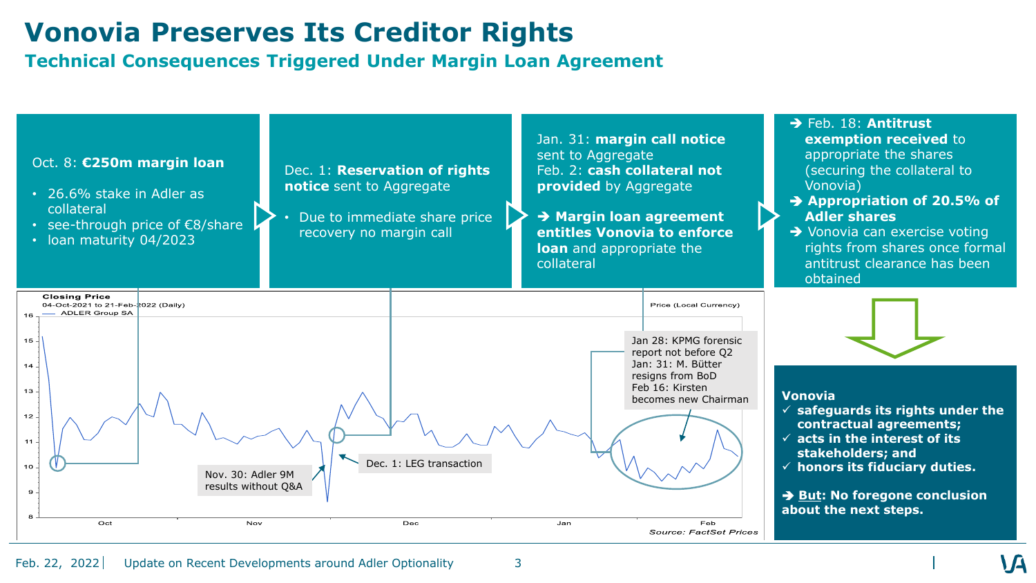# Vonovia Preserves Its Creditor Rights

## Technical Consequences Triggered Under Margin Loan Agreement

Oct. 8: **€250m margin loan**

- 26.6% stake in Adler as collateral
- see-through price of €8/share
- loan maturity 04/2023

Dec. 1: **Reservation of rights notice** sent to Aggregate

- Due to immediate share price recovery no margin call

Jan. 31: **margin call notice** sent to Aggregate
Feb. 2: **cash collateral not provided** by Aggregate

➔ **Margin loan agreement entitles Vonovia to enforce loan** and appropriate the collateral

➔ Feb. 18: **Antitrust exemption received** to appropriate the shares (securing the collateral to Vonovia)

➔ **Appropriation of 20.5% of Adler shares**

➔ Vonovia can exercise voting rights from shares once formal antitrust clearance has been obtained

**Closing Price**
04-Oct-2021 to 21-Feb-2022 (Daily)
ADLER Group SA
Price (Local Currency)

- Nov. 30: Adler 9M results without Q&A
- Dec. 1: LEG transaction
- Jan 28: KPMG forensic report not before Q2
- Jan: 31: M. Bütter resigns from BoD
- Feb 16: Kirsten becomes new Chairman

*Source: FactSet Prices*

**Vonovia**

- ✓ **safeguards its rights under the contractual agreements;**
- ✓ **acts in the interest of its stakeholders; and**
- ✓ **honors its fiduciary duties.**

➔ **But: No foregone conclusion about the next steps.**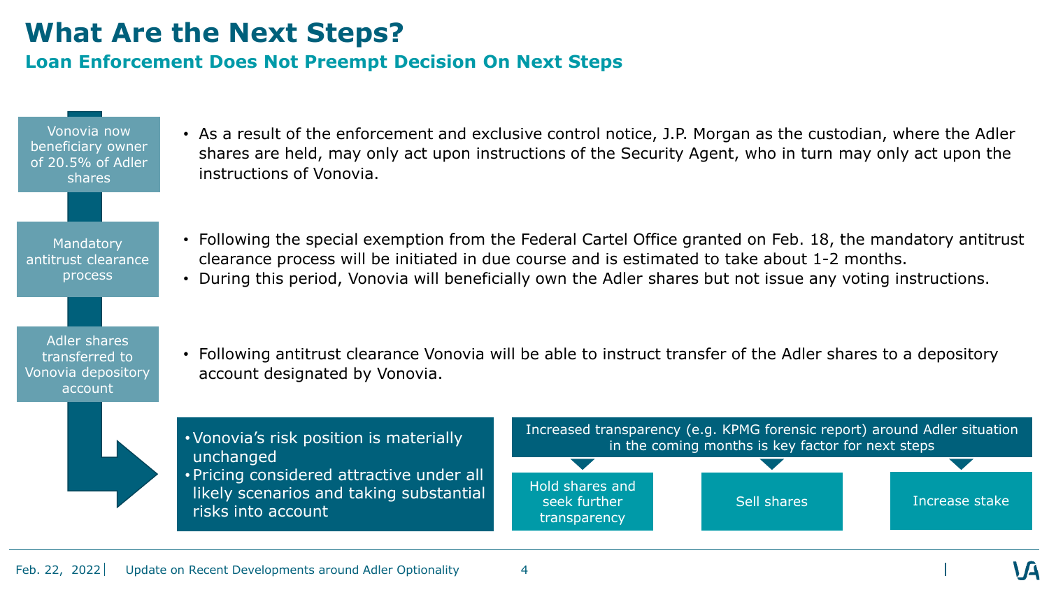# What Are the Next Steps?

## Loan Enforcement Does Not Preempt Decision On Next Steps

**Vonovia now beneficiary owner of 20.5% of Adler shares**

- As a result of the enforcement and exclusive control notice, J.P. Morgan as the custodian, where the Adler shares are held, may only act upon instructions of the Security Agent, who in turn may only act upon the instructions of Vonovia.

**Mandatory antitrust clearance process**

- Following the special exemption from the Federal Cartel Office granted on Feb. 18, the mandatory antitrust clearance process will be initiated in due course and is estimated to take about 1-2 months.
- During this period, Vonovia will beneficially own the Adler shares but not issue any voting instructions.

**Adler shares transferred to Vonovia depository account**

- Following antitrust clearance Vonovia will be able to instruct transfer of the Adler shares to a depository account designated by Vonovia.

---

- Vonovia's risk position is materially unchanged
- Pricing considered attractive under all likely scenarios and taking substantial risks into account

**Increased transparency (e.g. KPMG forensic report) around Adler situation in the coming months is key factor for next steps**

- Hold shares and seek further transparency
- Sell shares
- Increase stake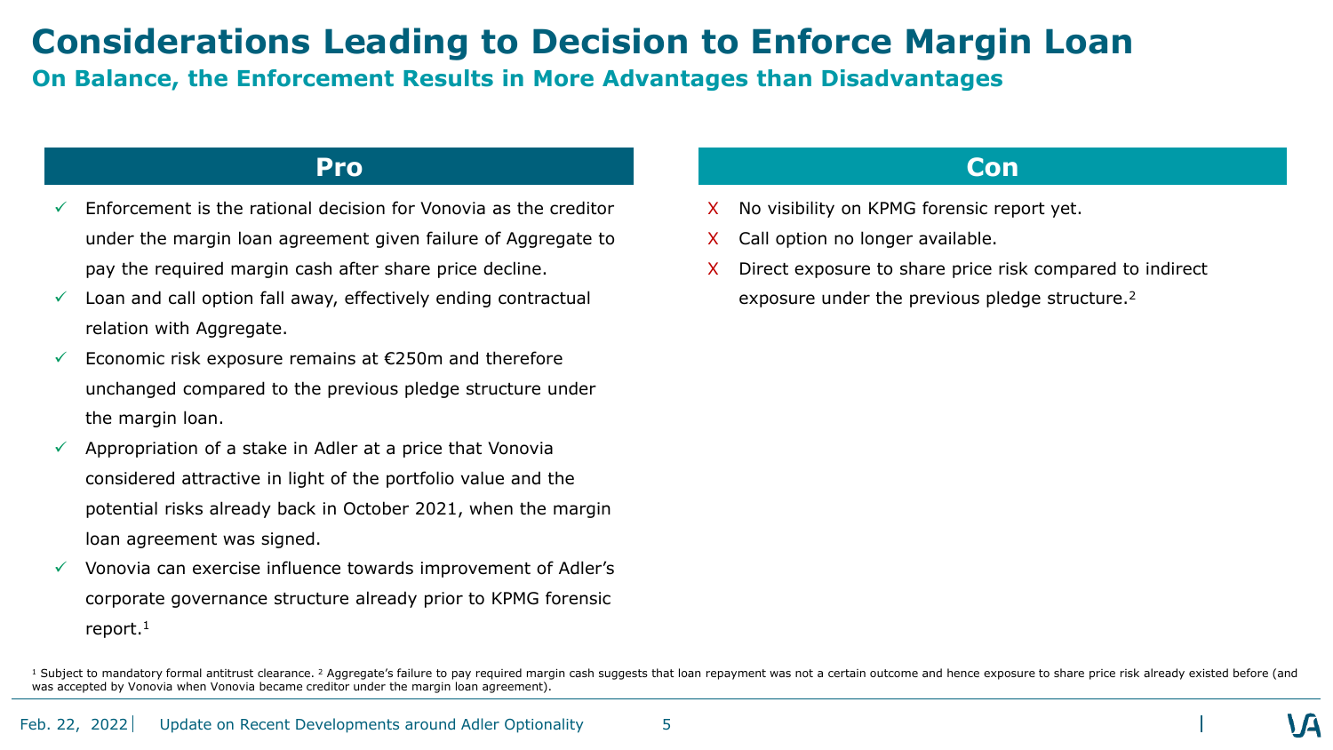# Considerations Leading to Decision to Enforce Margin Loan

## On Balance, the Enforcement Results in More Advantages than Disadvantages

### Pro

- ✓ Enforcement is the rational decision for Vonovia as the creditor under the margin loan agreement given failure of Aggregate to pay the required margin cash after share price decline.
- ✓ Loan and call option fall away, effectively ending contractual relation with Aggregate.
- ✓ Economic risk exposure remains at €250m and therefore unchanged compared to the previous pledge structure under the margin loan.
- ✓ Appropriation of a stake in Adler at a price that Vonovia considered attractive in light of the portfolio value and the potential risks already back in October 2021, when the margin loan agreement was signed.
- ✓ Vonovia can exercise influence towards improvement of Adler's corporate governance structure already prior to KPMG forensic report.[1]

### Con

- X No visibility on KPMG forensic report yet.
- X Call option no longer available.
- X Direct exposure to share price risk compared to indirect exposure under the previous pledge structure.[2]

[1] Subject to mandatory formal antitrust clearance. [2] Aggregate's failure to pay required margin cash suggests that loan repayment was not a certain outcome and hence exposure to share price risk already existed before (and was accepted by Vonovia when Vonovia became creditor under the margin loan agreement).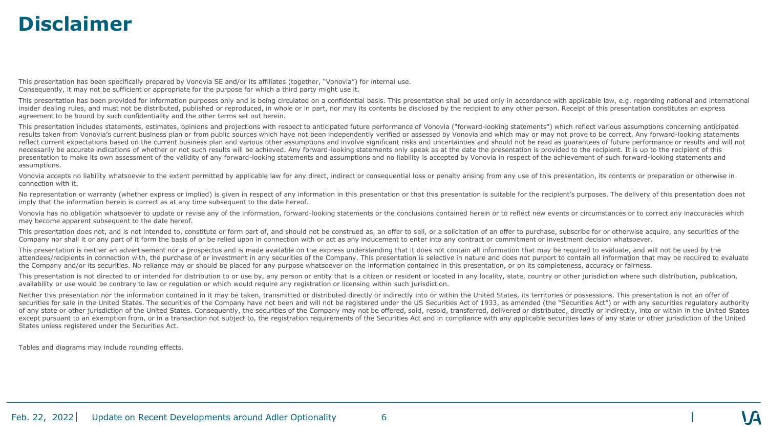# Disclaimer

This presentation has been specifically prepared by Vonovia SE and/or its affiliates (together, "Vonovia") for internal use.
Consequently, it may not be sufficient or appropriate for the purpose for which a third party might use it.

This presentation has been provided for information purposes only and is being circulated on a confidential basis. This presentation shall be used only in accordance with applicable law, e.g. regarding national and international insider dealing rules, and must not be distributed, published or reproduced, in whole or in part, nor may its contents be disclosed by the recipient to any other person. Receipt of this presentation constitutes an express agreement to be bound by such confidentiality and the other terms set out herein.

This presentation includes statements, estimates, opinions and projections with respect to anticipated future performance of Vonovia ("forward-looking statements") which reflect various assumptions concerning anticipated results taken from Vonovia's current business plan or from public sources which have not been independently verified or assessed by Vonovia and which may or may not prove to be correct. Any forward-looking statements reflect current expectations based on the current business plan and various other assumptions and involve significant risks and uncertainties and should not be read as guarantees of future performance or results and will not necessarily be accurate indications of whether or not such results will be achieved. Any forward-looking statements only speak as at the date the presentation is provided to the recipient. It is up to the recipient of this presentation to make its own assessment of the validity of any forward-looking statements and assumptions and no liability is accepted by Vonovia in respect of the achievement of such forward-looking statements and assumptions.

Vonovia accepts no liability whatsoever to the extent permitted by applicable law for any direct, indirect or consequential loss or penalty arising from any use of this presentation, its contents or preparation or otherwise in connection with it.

No representation or warranty (whether express or implied) is given in respect of any information in this presentation or that this presentation is suitable for the recipient's purposes. The delivery of this presentation does not imply that the information herein is correct as at any time subsequent to the date hereof.

Vonovia has no obligation whatsoever to update or revise any of the information, forward-looking statements or the conclusions contained herein or to reflect new events or circumstances or to correct any inaccuracies which may become apparent subsequent to the date hereof.

This presentation does not, and is not intended to, constitute or form part of, and should not be construed as, an offer to sell, or a solicitation of an offer to purchase, subscribe for or otherwise acquire, any securities of the Company nor shall it or any part of it form the basis of or be relied upon in connection with or act as any inducement to enter into any contract or commitment or investment decision whatsoever.

This presentation is neither an advertisement nor a prospectus and is made available on the express understanding that it does not contain all information that may be required to evaluate, and will not be used by the attendees/recipients in connection with, the purchase of or investment in any securities of the Company. This presentation is selective in nature and does not purport to contain all information that may be required to evaluate the Company and/or its securities. No reliance may or should be placed for any purpose whatsoever on the information contained in this presentation, or on its completeness, accuracy or fairness.

This presentation is not directed to or intended for distribution to or use by, any person or entity that is a citizen or resident or located in any locality, state, country or other jurisdiction where such distribution, publication, availability or use would be contrary to law or regulation or which would require any registration or licensing within such jurisdiction.

Neither this presentation nor the information contained in it may be taken, transmitted or distributed directly or indirectly into or within the United States, its territories or possessions. This presentation is not an offer of securities for sale in the United States. The securities of the Company have not been and will not be registered under the US Securities Act of 1933, as amended (the "Securities Act") or with any securities regulatory authority of any state or other jurisdiction of the United States. Consequently, the securities of the Company may not be offered, sold, resold, transferred, delivered or distributed, directly or indirectly, into or within in the United States except pursuant to an exemption from, or in a transaction not subject to, the registration requirements of the Securities Act and in compliance with any applicable securities laws of any state or other jurisdiction of the United States unless registered under the Securities Act.

Tables and diagrams may include rounding effects.